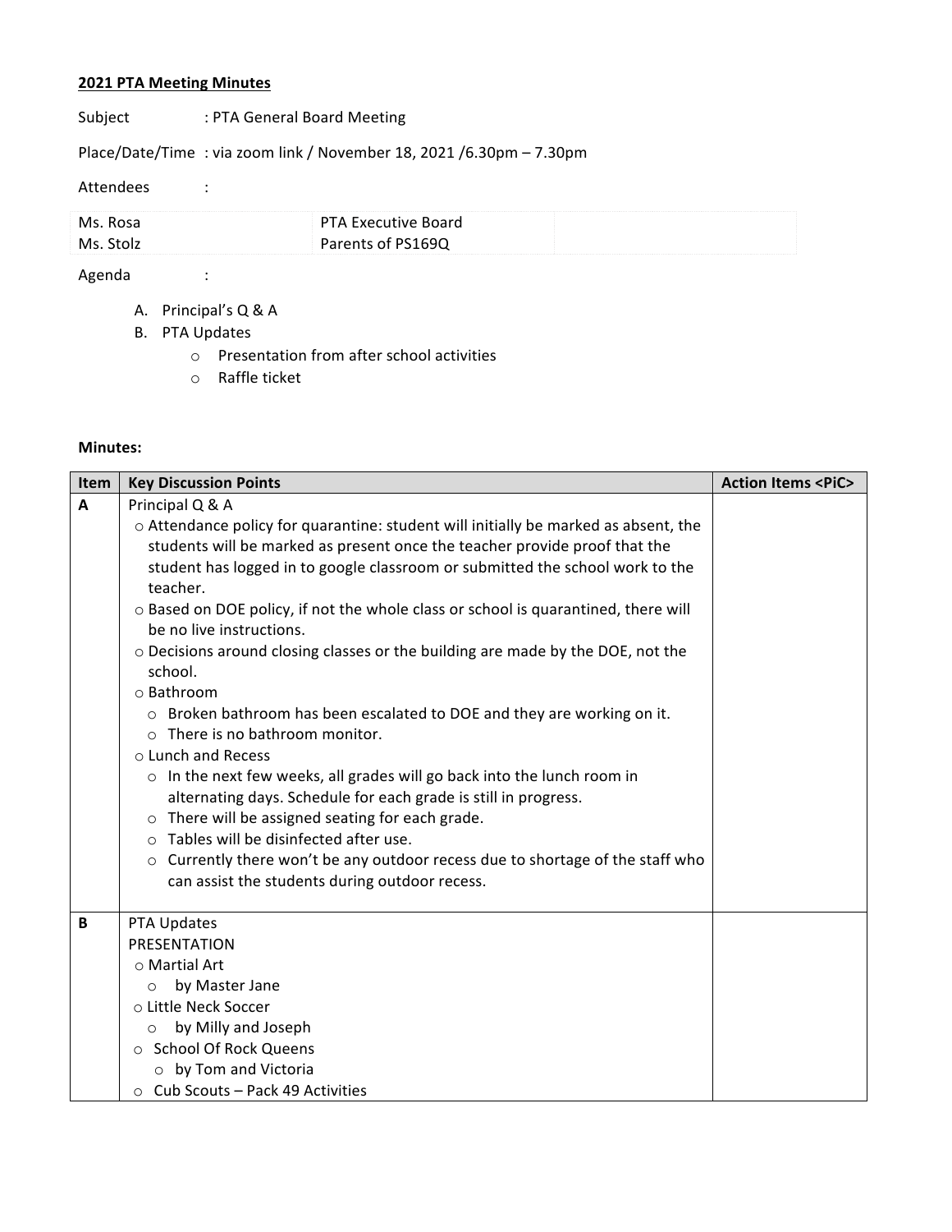**2021 PTA Meeting Minutes**

Subject : PTA General Board Meeting

Place/Date/Time : via zoom link / November 18, 2021 /6.30pm – 7.30pm

Attendees :

| | | |
|---|---|---|
| Ms. Rosa<br>Ms. Stolz | PTA Executive Board<br>Parents of PS169Q | |

Agenda :

A. Principal's Q & A
B. PTA Updates
    - Presentation from after school activities
    - Raffle ticket

**Minutes:**

| Item | Key Discussion Points | Action Items <PiC> |
|---|---|---|
| **A** | Principal Q & A<br>○ Attendance policy for quarantine: student will initially be marked as absent, the students will be marked as present once the teacher provide proof that the student has logged in to google classroom or submitted the school work to the teacher.<br>○ Based on DOE policy, if not the whole class or school is quarantined, there will be no live instructions.<br>○ Decisions around closing classes or the building are made by the DOE, not the school.<br>○ Bathroom<br>  ○ Broken bathroom has been escalated to DOE and they are working on it.<br>  ○ There is no bathroom monitor.<br>○ Lunch and Recess<br>  ○ In the next few weeks, all grades will go back into the lunch room in alternating days. Schedule for each grade is still in progress.<br>  ○ There will be assigned seating for each grade.<br>  ○ Tables will be disinfected after use.<br>  ○ Currently there won't be any outdoor recess due to shortage of the staff who can assist the students during outdoor recess. | |
| **B** | PTA Updates<br>PRESENTATION<br>○ Martial Art<br>  ○ by Master Jane<br>○ Little Neck Soccer<br>  ○ by Milly and Joseph<br>○ School Of Rock Queens<br>  ○ by Tom and Victoria<br>○ Cub Scouts – Pack 49 Activities | |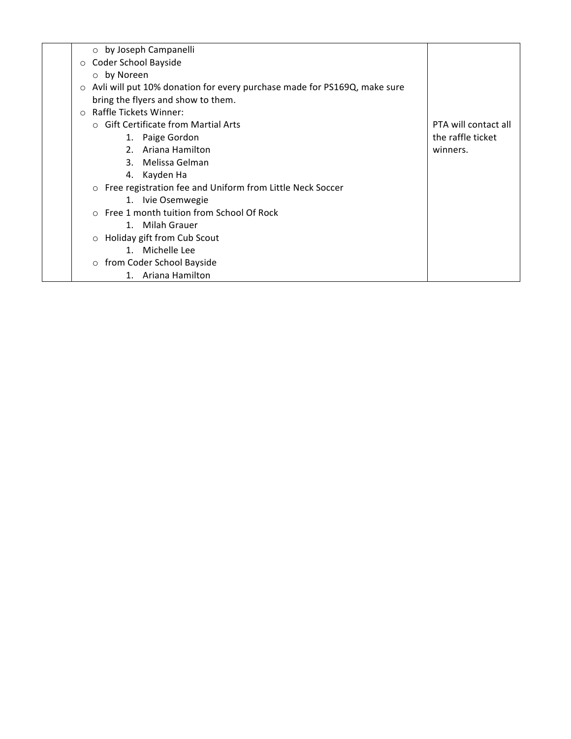| | | |
|---|---|---|
| | ○ by Joseph Campanelli<br>○ Coder School Bayside<br>○ by Noreen<br>○ Avli will put 10% donation for every purchase made for PS169Q, make sure bring the flyers and show to them.<br>○ Raffle Tickets Winner:<br>○ Gift Certificate from Martial Arts<br>1. Paige Gordon<br>2. Ariana Hamilton<br>3. Melissa Gelman<br>4. Kayden Ha<br>○ Free registration fee and Uniform from Little Neck Soccer<br>1. Ivie Osemwegie<br>○ Free 1 month tuition from School Of Rock<br>1. Milah Grauer<br>○ Holiday gift from Cub Scout<br>1. Michelle Lee<br>○ from Coder School Bayside<br>1. Ariana Hamilton | PTA will contact all the raffle ticket winners. |